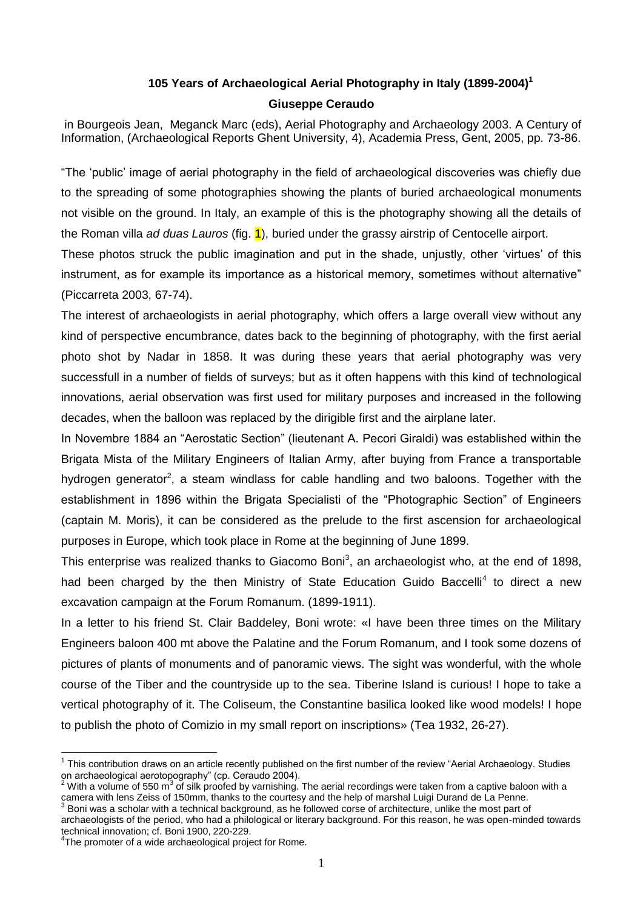# 105 Years of Archaeological Aerial Photography in Italy (1899-2004)[1]

**Giuseppe Ceraudo**

in Bourgeois Jean, Meganck Marc (eds), Aerial Photography and Archaeology 2003. A Century of Information, (Archaeological Reports Ghent University, 4), Academia Press, Gent, 2005, pp. 73-86.

"The 'public' image of aerial photography in the field of archaeological discoveries was chiefly due to the spreading of some photographies showing the plants of buried archaeological monuments not visible on the ground. In Italy, an example of this is the photography showing all the details of the Roman villa *ad duas Lauros* (fig. 1), buried under the grassy airstrip of Centocelle airport.

These photos struck the public imagination and put in the shade, unjustly, other 'virtues' of this instrument, as for example its importance as a historical memory, sometimes without alternative" (Piccarreta 2003, 67-74).

The interest of archaeologists in aerial photography, which offers a large overall view without any kind of perspective encumbrance, dates back to the beginning of photography, with the first aerial photo shot by Nadar in 1858. It was during these years that aerial photography was very successfull in a number of fields of surveys; but as it often happens with this kind of technological innovations, aerial observation was first used for military purposes and increased in the following decades, when the balloon was replaced by the dirigible first and the airplane later.

In Novembre 1884 an "Aerostatic Section" (lieutenant A. Pecori Giraldi) was established within the Brigata Mista of the Military Engineers of Italian Army, after buying from France a transportable hydrogen generator[2], a steam windlass for cable handling and two baloons. Together with the establishment in 1896 within the Brigata Specialisti of the "Photographic Section" of Engineers (captain M. Moris), it can be considered as the prelude to the first ascension for archaeological purposes in Europe, which took place in Rome at the beginning of June 1899.

This enterprise was realized thanks to Giacomo Boni[3], an archaeologist who, at the end of 1898, had been charged by the then Ministry of State Education Guido Baccelli[4] to direct a new excavation campaign at the Forum Romanum. (1899-1911).

In a letter to his friend St. Clair Baddeley, Boni wrote: «I have been three times on the Military Engineers baloon 400 mt above the Palatine and the Forum Romanum, and I took some dozens of pictures of plants of monuments and of panoramic views. The sight was wonderful, with the whole course of the Tiber and the countryside up to the sea. Tiberine Island is curious! I hope to take a vertical photography of it. The Coliseum, the Constantine basilica looked like wood models! I hope to publish the photo of Comizio in my small report on inscriptions» (Tea 1932, 26-27).

---

[1] This contribution draws on an article recently published on the first number of the review "Aerial Archaeology. Studies on archaeological aerotopography" (cp. Ceraudo 2004).

[2] With a volume of 550 $m^3$ of silk proofed by varnishing. The aerial recordings were taken from a captive baloon with a camera with lens Zeiss of 150mm, thanks to the courtesy and the help of marshal Luigi Durand de La Penne.

[3] Boni was a scholar with a technical background, as he followed corse of architecture, unlike the most part of archaeologists of the period, who had a philological or literary background. For this reason, he was open-minded towards technical innovation; cf. Boni 1900, 220-229.

[4] The promoter of a wide archaeological project for Rome.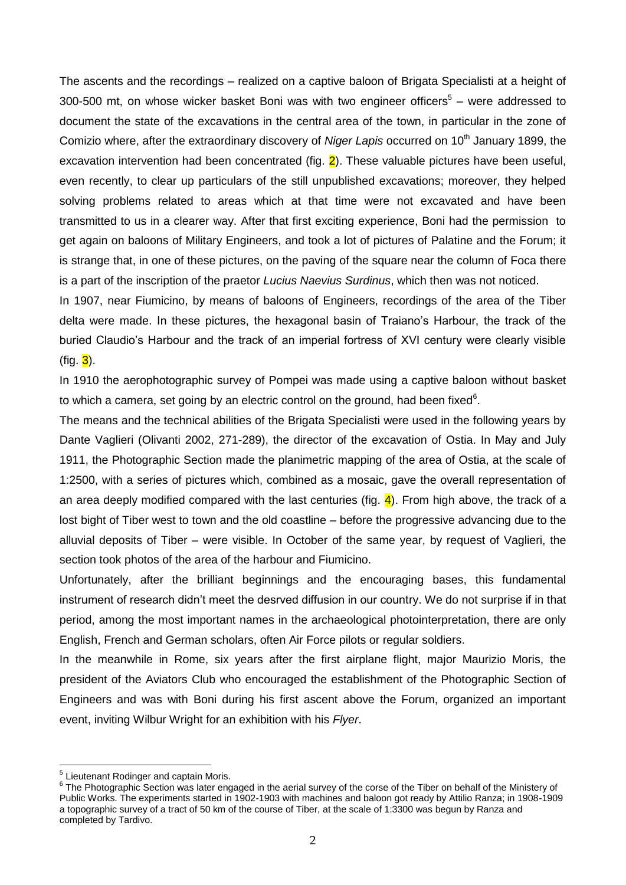The ascents and the recordings – realized on a captive baloon of Brigata Specialisti at a height of 300-500 mt, on whose wicker basket Boni was with two engineer officers[5] – were addressed to document the state of the excavations in the central area of the town, in particular in the zone of Comizio where, after the extraordinary discovery of *Niger Lapis* occurred on 10th January 1899, the excavation intervention had been concentrated (fig. 2). These valuable pictures have been useful, even recently, to clear up particulars of the still unpublished excavations; moreover, they helped solving problems related to areas which at that time were not excavated and have been transmitted to us in a clearer way. After that first exciting experience, Boni had the permission to get again on baloons of Military Engineers, and took a lot of pictures of Palatine and the Forum; it is strange that, in one of these pictures, on the paving of the square near the column of Foca there is a part of the inscription of the praetor *Lucius Naevius Surdinus*, which then was not noticed.

In 1907, near Fiumicino, by means of baloons of Engineers, recordings of the area of the Tiber delta were made. In these pictures, the hexagonal basin of Traiano's Harbour, the track of the buried Claudio's Harbour and the track of an imperial fortress of XVI century were clearly visible (fig. 3).

In 1910 the aerophotographic survey of Pompei was made using a captive baloon without basket to which a camera, set going by an electric control on the ground, had been fixed[6].

The means and the technical abilities of the Brigata Specialisti were used in the following years by Dante Vaglieri (Olivanti 2002, 271-289), the director of the excavation of Ostia. In May and July 1911, the Photographic Section made the planimetric mapping of the area of Ostia, at the scale of 1:2500, with a series of pictures which, combined as a mosaic, gave the overall representation of an area deeply modified compared with the last centuries (fig. 4). From high above, the track of a lost bight of Tiber west to town and the old coastline – before the progressive advancing due to the alluvial deposits of Tiber – were visible. In October of the same year, by request of Vaglieri, the section took photos of the area of the harbour and Fiumicino.

Unfortunately, after the brilliant beginnings and the encouraging bases, this fundamental instrument of research didn't meet the desrved diffusion in our country. We do not surprise if in that period, among the most important names in the archaeological photointerpretation, there are only English, French and German scholars, often Air Force pilots or regular soldiers.

In the meanwhile in Rome, six years after the first airplane flight, major Maurizio Moris, the president of the Aviators Club who encouraged the establishment of the Photographic Section of Engineers and was with Boni during his first ascent above the Forum, organized an important event, inviting Wilbur Wright for an exhibition with his *Flyer*.

---

[5] Lieutenant Rodinger and captain Moris.

[6] The Photographic Section was later engaged in the aerial survey of the corse of the Tiber on behalf of the Ministery of Public Works. The experiments started in 1902-1903 with machines and baloon got ready by Attilio Ranza; in 1908-1909 a topographic survey of a tract of 50 km of the course of Tiber, at the scale of 1:3300 was begun by Ranza and completed by Tardivo.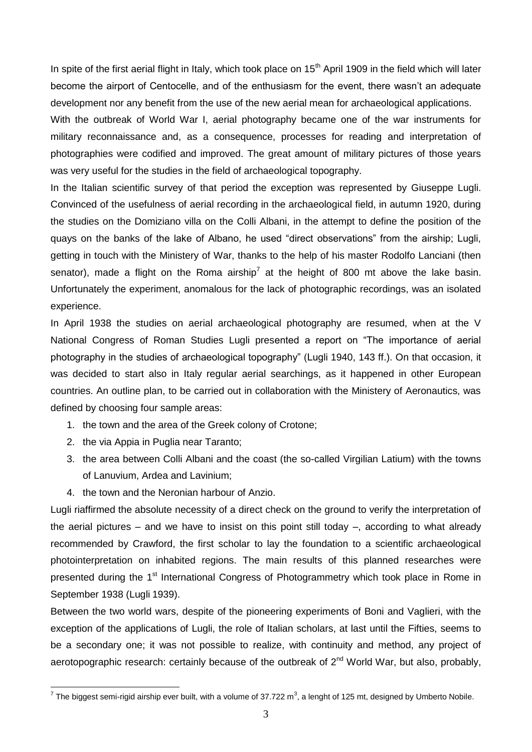In spite of the first aerial flight in Italy, which took place on 15th April 1909 in the field which will later become the airport of Centocelle, and of the enthusiasm for the event, there wasn't an adequate development nor any benefit from the use of the new aerial mean for archaeological applications.

With the outbreak of World War I, aerial photography became one of the war instruments for military reconnaissance and, as a consequence, processes for reading and interpretation of photographies were codified and improved. The great amount of military pictures of those years was very useful for the studies in the field of archaeological topography.

In the Italian scientific survey of that period the exception was represented by Giuseppe Lugli. Convinced of the usefulness of aerial recording in the archaeological field, in autumn 1920, during the studies on the Domiziano villa on the Colli Albani, in the attempt to define the position of the quays on the banks of the lake of Albano, he used "direct observations" from the airship; Lugli, getting in touch with the Ministery of War, thanks to the help of his master Rodolfo Lanciani (then senator), made a flight on the Roma airship[7] at the height of 800 mt above the lake basin. Unfortunately the experiment, anomalous for the lack of photographic recordings, was an isolated experience.

In April 1938 the studies on aerial archaeological photography are resumed, when at the V National Congress of Roman Studies Lugli presented a report on "The importance of aerial photography in the studies of archaeological topography" (Lugli 1940, 143 ff.). On that occasion, it was decided to start also in Italy regular aerial searchings, as it happened in other European countries. An outline plan, to be carried out in collaboration with the Ministery of Aeronautics, was defined by choosing four sample areas:

1. the town and the area of the Greek colony of Crotone;
2. the via Appia in Puglia near Taranto;
3. the area between Colli Albani and the coast (the so-called Virgilian Latium) with the towns of Lanuvium, Ardea and Lavinium;
4. the town and the Neronian harbour of Anzio.

Lugli riaffirmed the absolute necessity of a direct check on the ground to verify the interpretation of the aerial pictures – and we have to insist on this point still today –, according to what already recommended by Crawford, the first scholar to lay the foundation to a scientific archaeological photointerpretation on inhabited regions. The main results of this planned researches were presented during the 1st International Congress of Photogrammetry which took place in Rome in September 1938 (Lugli 1939).

Between the two world wars, despite of the pioneering experiments of Boni and Vaglieri, with the exception of the applications of Lugli, the role of Italian scholars, at last until the Fifties, seems to be a secondary one; it was not possible to realize, with continuity and method, any project of aerotopographic research: certainly because of the outbreak of 2nd World War, but also, probably,

[7] The biggest semi-rigid airship ever built, with a volume of 37.722 $m^3$, a lenght of 125 mt, designed by Umberto Nobile.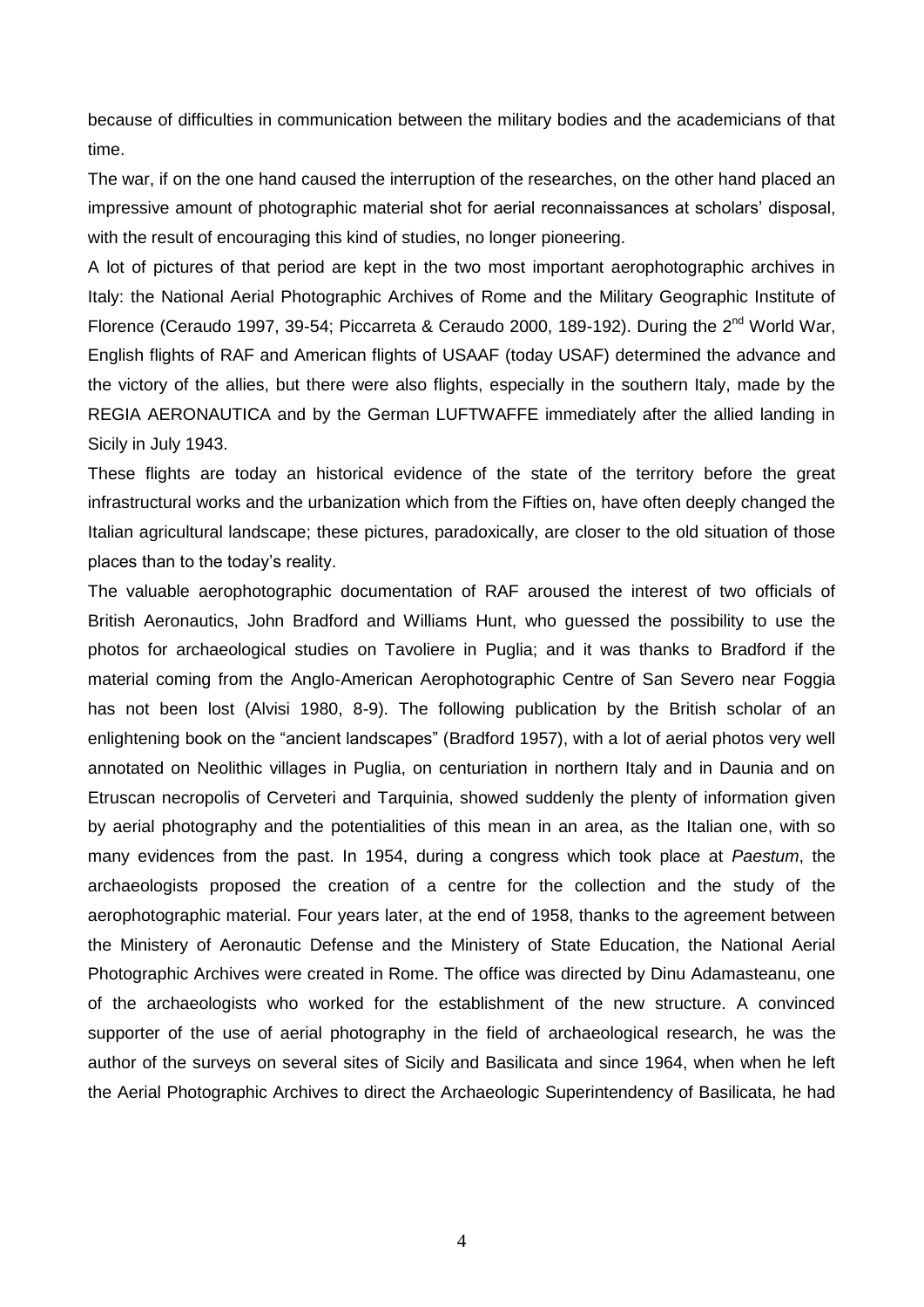because of difficulties in communication between the military bodies and the academicians of that time.

The war, if on the one hand caused the interruption of the researches, on the other hand placed an impressive amount of photographic material shot for aerial reconnaissances at scholars' disposal, with the result of encouraging this kind of studies, no longer pioneering.

A lot of pictures of that period are kept in the two most important aerophotographic archives in Italy: the National Aerial Photographic Archives of Rome and the Military Geographic Institute of Florence (Ceraudo 1997, 39-54; Piccarreta & Ceraudo 2000, 189-192). During the 2nd World War, English flights of RAF and American flights of USAAF (today USAF) determined the advance and the victory of the allies, but there were also flights, especially in the southern Italy, made by the REGIA AERONAUTICA and by the German LUFTWAFFE immediately after the allied landing in Sicily in July 1943.

These flights are today an historical evidence of the state of the territory before the great infrastructural works and the urbanization which from the Fifties on, have often deeply changed the Italian agricultural landscape; these pictures, paradoxically, are closer to the old situation of those places than to the today's reality.

The valuable aerophotographic documentation of RAF aroused the interest of two officials of British Aeronautics, John Bradford and Williams Hunt, who guessed the possibility to use the photos for archaeological studies on Tavoliere in Puglia; and it was thanks to Bradford if the material coming from the Anglo-American Aerophotographic Centre of San Severo near Foggia has not been lost (Alvisi 1980, 8-9). The following publication by the British scholar of an enlightening book on the "ancient landscapes" (Bradford 1957), with a lot of aerial photos very well annotated on Neolithic villages in Puglia, on centuriation in northern Italy and in Daunia and on Etruscan necropolis of Cerveteri and Tarquinia, showed suddenly the plenty of information given by aerial photography and the potentialities of this mean in an area, as the Italian one, with so many evidences from the past. In 1954, during a congress which took place at *Paestum*, the archaeologists proposed the creation of a centre for the collection and the study of the aerophotographic material. Four years later, at the end of 1958, thanks to the agreement between the Ministery of Aeronautic Defense and the Ministery of State Education, the National Aerial Photographic Archives were created in Rome. The office was directed by Dinu Adamasteanu, one of the archaeologists who worked for the establishment of the new structure. A convinced supporter of the use of aerial photography in the field of archaeological research, he was the author of the surveys on several sites of Sicily and Basilicata and since 1964, when when he left the Aerial Photographic Archives to direct the Archaeologic Superintendency of Basilicata, he had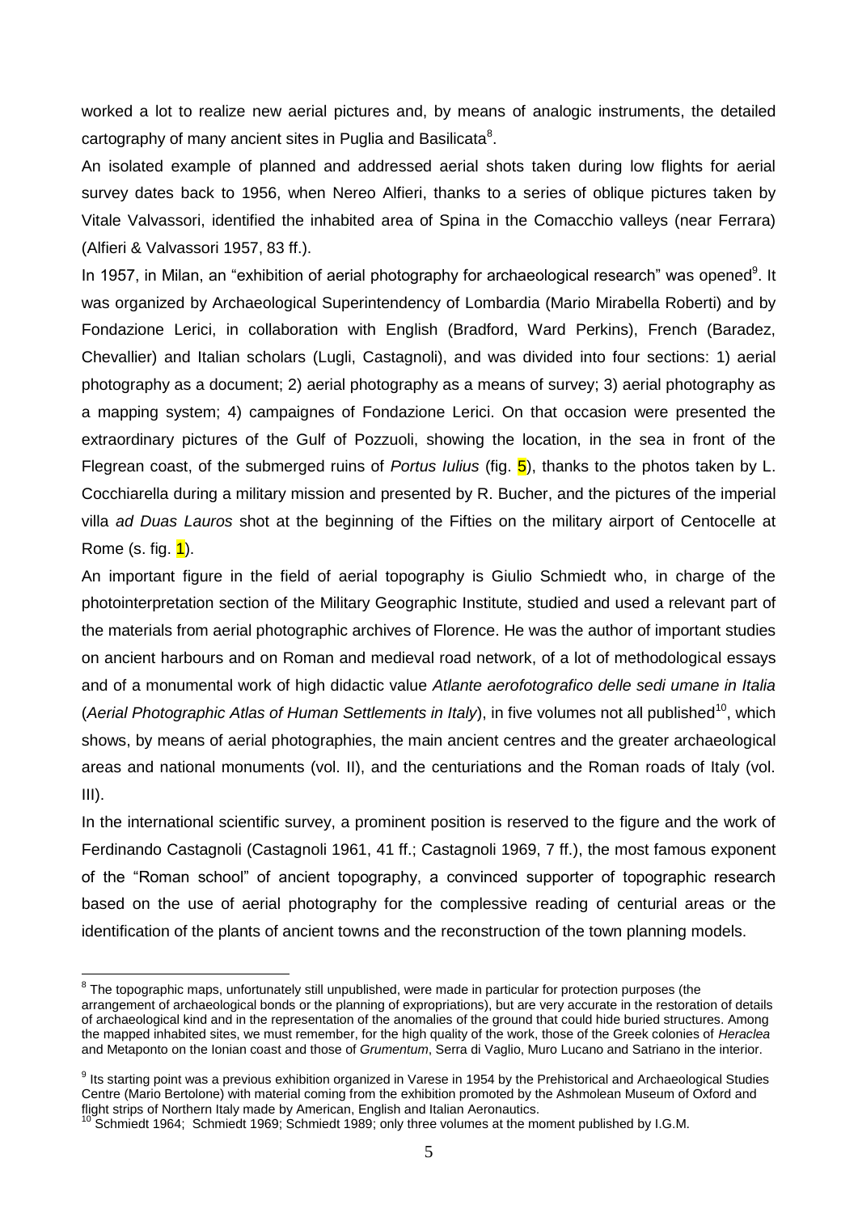worked a lot to realize new aerial pictures and, by means of analogic instruments, the detailed cartography of many ancient sites in Puglia and Basilicata[8].

An isolated example of planned and addressed aerial shots taken during low flights for aerial survey dates back to 1956, when Nereo Alfieri, thanks to a series of oblique pictures taken by Vitale Valvassori, identified the inhabited area of Spina in the Comacchio valleys (near Ferrara) (Alfieri & Valvassori 1957, 83 ff.).

In 1957, in Milan, an "exhibition of aerial photography for archaeological research" was opened[9]. It was organized by Archaeological Superintendency of Lombardia (Mario Mirabella Roberti) and by Fondazione Lerici, in collaboration with English (Bradford, Ward Perkins), French (Baradez, Chevallier) and Italian scholars (Lugli, Castagnoli), and was divided into four sections: 1) aerial photography as a document; 2) aerial photography as a means of survey; 3) aerial photography as a mapping system; 4) campaignes of Fondazione Lerici. On that occasion were presented the extraordinary pictures of the Gulf of Pozzuoli, showing the location, in the sea in front of the Flegrean coast, of the submerged ruins of *Portus Iulius* (fig. 5), thanks to the photos taken by L. Cocchiarella during a military mission and presented by R. Bucher, and the pictures of the imperial villa *ad Duas Lauros* shot at the beginning of the Fifties on the military airport of Centocelle at Rome (s. fig. 1).

An important figure in the field of aerial topography is Giulio Schmiedt who, in charge of the photointerpretation section of the Military Geographic Institute, studied and used a relevant part of the materials from aerial photographic archives of Florence. He was the author of important studies on ancient harbours and on Roman and medieval road network, of a lot of methodological essays and of a monumental work of high didactic value *Atlante aerofotografico delle sedi umane in Italia* (*Aerial Photographic Atlas of Human Settlements in Italy*), in five volumes not all published[10], which shows, by means of aerial photographies, the main ancient centres and the greater archaeological areas and national monuments (vol. II), and the centuriations and the Roman roads of Italy (vol. III).

In the international scientific survey, a prominent position is reserved to the figure and the work of Ferdinando Castagnoli (Castagnoli 1961, 41 ff.; Castagnoli 1969, 7 ff.), the most famous exponent of the "Roman school" of ancient topography, a convinced supporter of topographic research based on the use of aerial photography for the complessive reading of centurial areas or the identification of the plants of ancient towns and the reconstruction of the town planning models.

---

[8] The topographic maps, unfortunately still unpublished, were made in particular for protection purposes (the arrangement of archaeological bonds or the planning of expropriations), but are very accurate in the restoration of details of archaeological kind and in the representation of the anomalies of the ground that could hide buried structures. Among the mapped inhabited sites, we must remember, for the high quality of the work, those of the Greek colonies of *Heraclea* and Metaponto on the Ionian coast and those of *Grumentum*, Serra di Vaglio, Muro Lucano and Satriano in the interior.

[9] Its starting point was a previous exhibition organized in Varese in 1954 by the Prehistorical and Archaeological Studies Centre (Mario Bertolone) with material coming from the exhibition promoted by the Ashmolean Museum of Oxford and flight strips of Northern Italy made by American, English and Italian Aeronautics.

[10] Schmiedt 1964; Schmiedt 1969; Schmiedt 1989; only three volumes at the moment published by I.G.M.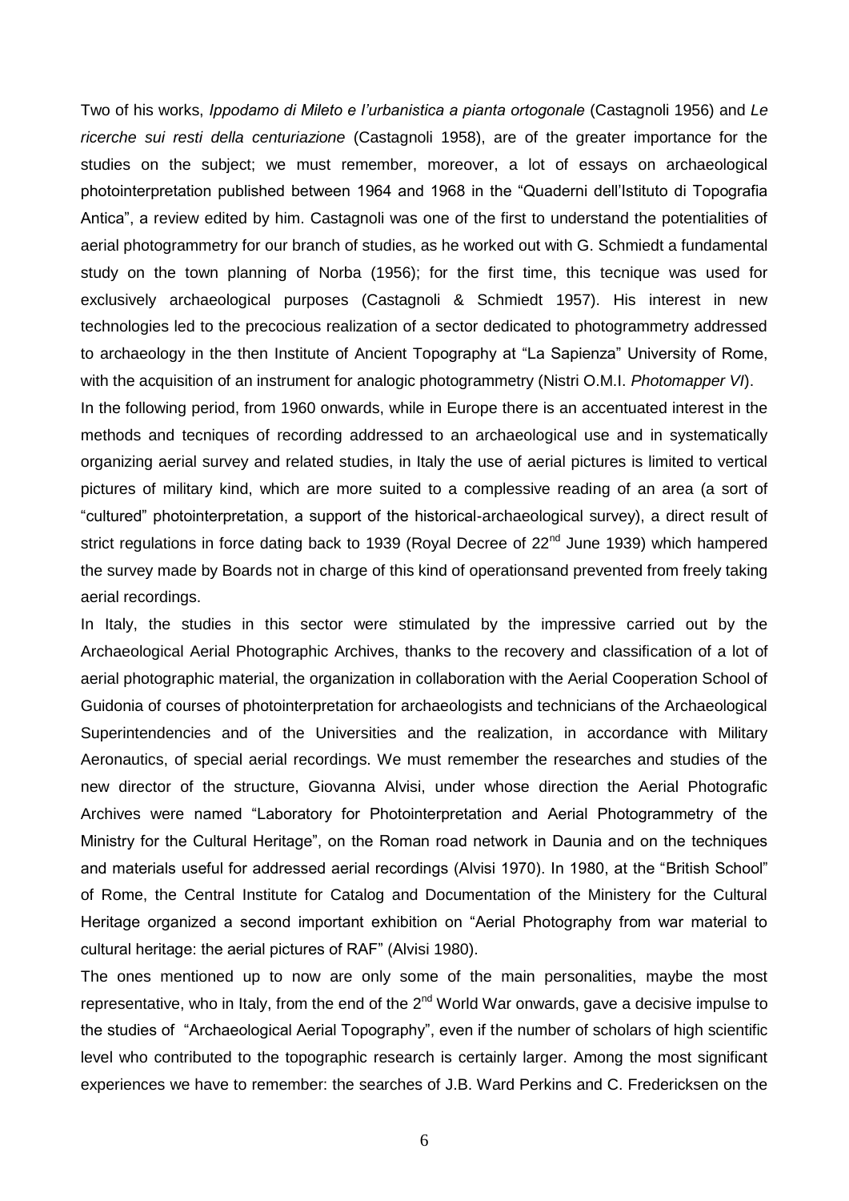Two of his works, *Ippodamo di Mileto e l'urbanistica a pianta ortogonale* (Castagnoli 1956) and *Le ricerche sui resti della centuriazione* (Castagnoli 1958), are of the greater importance for the studies on the subject; we must remember, moreover, a lot of essays on archaeological photointerpretation published between 1964 and 1968 in the "Quaderni dell'Istituto di Topografia Antica", a review edited by him. Castagnoli was one of the first to understand the potentialities of aerial photogrammetry for our branch of studies, as he worked out with G. Schmiedt a fundamental study on the town planning of Norba (1956); for the first time, this tecnique was used for exclusively archaeological purposes (Castagnoli & Schmiedt 1957). His interest in new technologies led to the precocious realization of a sector dedicated to photogrammetry addressed to archaeology in the then Institute of Ancient Topography at "La Sapienza" University of Rome, with the acquisition of an instrument for analogic photogrammetry (Nistri O.M.I. *Photomapper VI*).

In the following period, from 1960 onwards, while in Europe there is an accentuated interest in the methods and tecniques of recording addressed to an archaeological use and in systematically organizing aerial survey and related studies, in Italy the use of aerial pictures is limited to vertical pictures of military kind, which are more suited to a complessive reading of an area (a sort of "cultured" photointerpretation, a support of the historical-archaeological survey), a direct result of strict regulations in force dating back to 1939 (Royal Decree of 22nd June 1939) which hampered the survey made by Boards not in charge of this kind of operationsand prevented from freely taking aerial recordings.

In Italy, the studies in this sector were stimulated by the impressive carried out by the Archaeological Aerial Photographic Archives, thanks to the recovery and classification of a lot of aerial photographic material, the organization in collaboration with the Aerial Cooperation School of Guidonia of courses of photointerpretation for archaeologists and technicians of the Archaeological Superintendencies and of the Universities and the realization, in accordance with Military Aeronautics, of special aerial recordings. We must remember the researches and studies of the new director of the structure, Giovanna Alvisi, under whose direction the Aerial Photografic Archives were named "Laboratory for Photointerpretation and Aerial Photogrammetry of the Ministry for the Cultural Heritage", on the Roman road network in Daunia and on the techniques and materials useful for addressed aerial recordings (Alvisi 1970). In 1980, at the "British School" of Rome, the Central Institute for Catalog and Documentation of the Ministery for the Cultural Heritage organized a second important exhibition on "Aerial Photography from war material to cultural heritage: the aerial pictures of RAF" (Alvisi 1980).

The ones mentioned up to now are only some of the main personalities, maybe the most representative, who in Italy, from the end of the 2nd World War onwards, gave a decisive impulse to the studies of "Archaeological Aerial Topography", even if the number of scholars of high scientific level who contributed to the topographic research is certainly larger. Among the most significant experiences we have to remember: the searches of J.B. Ward Perkins and C. Fredericksen on the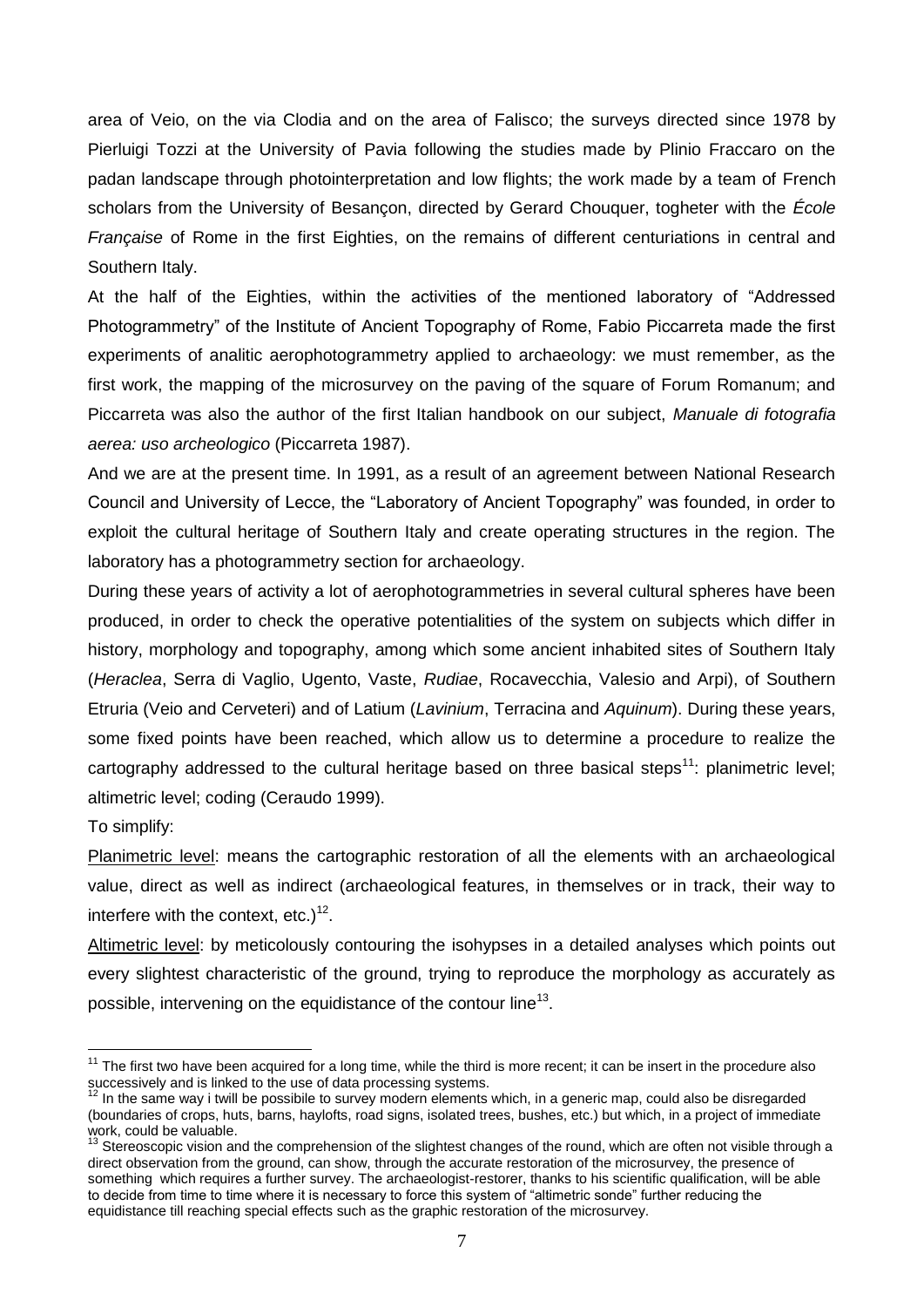area of Veio, on the via Clodia and on the area of Falisco; the surveys directed since 1978 by Pierluigi Tozzi at the University of Pavia following the studies made by Plinio Fraccaro on the padan landscape through photointerpretation and low flights; the work made by a team of French scholars from the University of Besançon, directed by Gerard Chouquer, togheter with the *École Française* of Rome in the first Eighties, on the remains of different centuriations in central and Southern Italy.

At the half of the Eighties, within the activities of the mentioned laboratory of "Addressed Photogrammetry" of the Institute of Ancient Topography of Rome, Fabio Piccarreta made the first experiments of analitic aerophotogrammetry applied to archaeology: we must remember, as the first work, the mapping of the microsurvey on the paving of the square of Forum Romanum; and Piccarreta was also the author of the first Italian handbook on our subject, *Manuale di fotografia aerea: uso archeologico* (Piccarreta 1987).

And we are at the present time. In 1991, as a result of an agreement between National Research Council and University of Lecce, the "Laboratory of Ancient Topography" was founded, in order to exploit the cultural heritage of Southern Italy and create operating structures in the region. The laboratory has a photogrammetry section for archaeology.

During these years of activity a lot of aerophotogrammetries in several cultural spheres have been produced, in order to check the operative potentialities of the system on subjects which differ in history, morphology and topography, among which some ancient inhabited sites of Southern Italy (*Heraclea*, Serra di Vaglio, Ugento, Vaste, *Rudiae*, Rocavecchia, Valesio and Arpi), of Southern Etruria (Veio and Cerveteri) and of Latium (*Lavinium*, Terracina and *Aquinum*). During these years, some fixed points have been reached, which allow us to determine a procedure to realize the cartography addressed to the cultural heritage based on three basical steps[11]: planimetric level; altimetric level; coding (Ceraudo 1999).

To simplify:

Planimetric level: means the cartographic restoration of all the elements with an archaeological value, direct as well as indirect (archaeological features, in themselves or in track, their way to interfere with the context, etc.)[12].

Altimetric level: by meticolously contouring the isohypses in a detailed analyses which points out every slightest characteristic of the ground, trying to reproduce the morphology as accurately as possible, intervening on the equidistance of the contour line[13].

---

[11] The first two have been acquired for a long time, while the third is more recent; it can be insert in the procedure also successively and is linked to the use of data processing systems.

[12] In the same way i twill be possibile to survey modern elements which, in a generic map, could also be disregarded (boundaries of crops, huts, barns, haylofts, road signs, isolated trees, bushes, etc.) but which, in a project of immediate work, could be valuable.

[13] Stereoscopic vision and the comprehension of the slightest changes of the round, which are often not visible through a direct observation from the ground, can show, through the accurate restoration of the microsurvey, the presence of something which requires a further survey. The archaeologist-restorer, thanks to his scientific qualification, will be able to decide from time to time where it is necessary to force this system of "altimetric sonde" further reducing the equidistance till reaching special effects such as the graphic restoration of the microsurvey.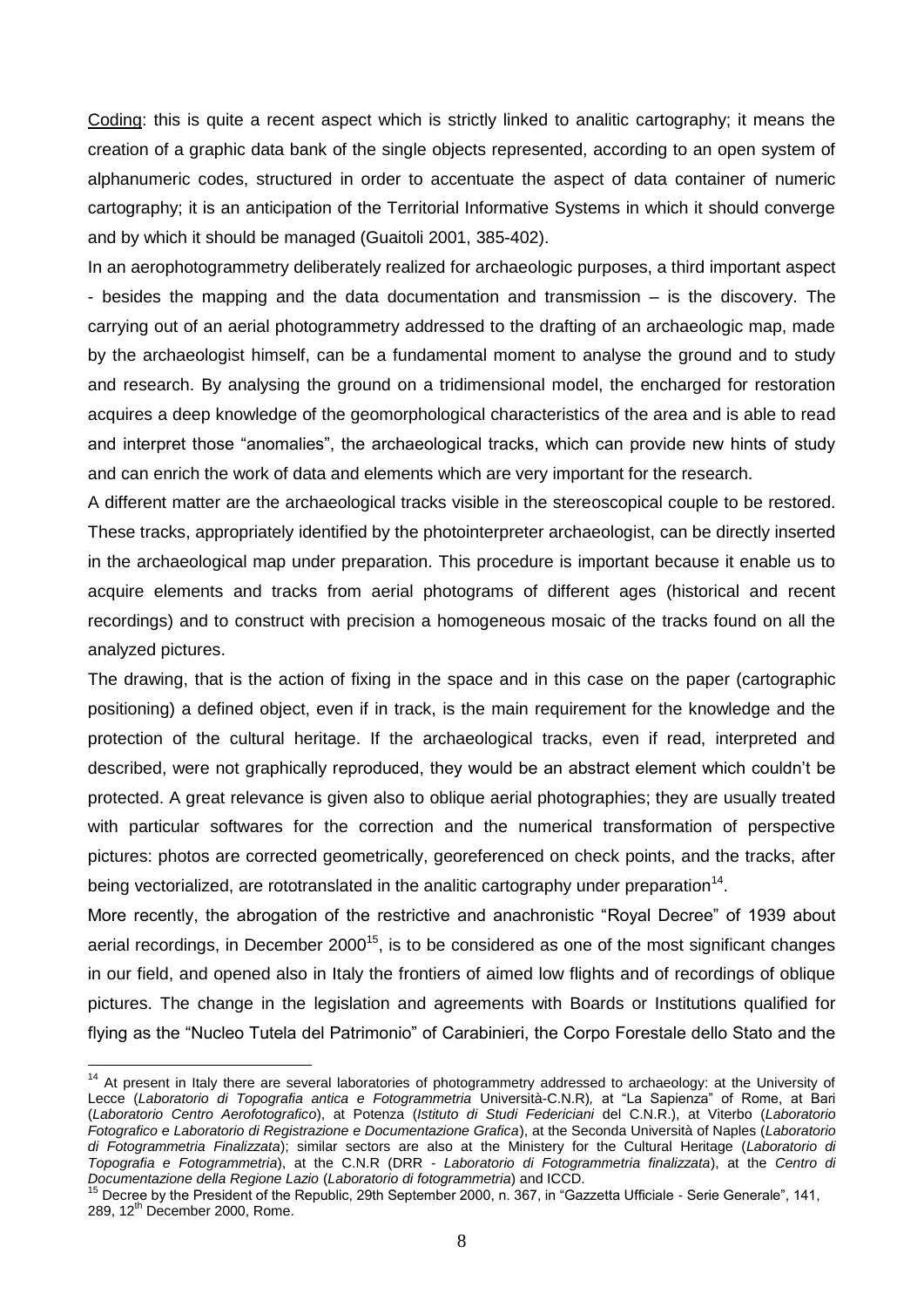Coding: this is quite a recent aspect which is strictly linked to analitic cartography; it means the creation of a graphic data bank of the single objects represented, according to an open system of alphanumeric codes, structured in order to accentuate the aspect of data container of numeric cartography; it is an anticipation of the Territorial Informative Systems in which it should converge and by which it should be managed (Guaitoli 2001, 385-402).

In an aerophotogrammetry deliberately realized for archaeologic purposes, a third important aspect - besides the mapping and the data documentation and transmission – is the discovery. The carrying out of an aerial photogrammetry addressed to the drafting of an archaeologic map, made by the archaeologist himself, can be a fundamental moment to analyse the ground and to study and research. By analysing the ground on a tridimensional model, the encharged for restoration acquires a deep knowledge of the geomorphological characteristics of the area and is able to read and interpret those "anomalies", the archaeological tracks, which can provide new hints of study and can enrich the work of data and elements which are very important for the research.

A different matter are the archaeological tracks visible in the stereoscopical couple to be restored. These tracks, appropriately identified by the photointerpreter archaeologist, can be directly inserted in the archaeological map under preparation. This procedure is important because it enable us to acquire elements and tracks from aerial photograms of different ages (historical and recent recordings) and to construct with precision a homogeneous mosaic of the tracks found on all the analyzed pictures.

The drawing, that is the action of fixing in the space and in this case on the paper (cartographic positioning) a defined object, even if in track, is the main requirement for the knowledge and the protection of the cultural heritage. If the archaeological tracks, even if read, interpreted and described, were not graphically reproduced, they would be an abstract element which couldn't be protected. A great relevance is given also to oblique aerial photographies; they are usually treated with particular softwares for the correction and the numerical transformation of perspective pictures: photos are corrected geometrically, georeferenced on check points, and the tracks, after being vectorialized, are rototranslated in the analitic cartography under preparation[14].

More recently, the abrogation of the restrictive and anachronistic "Royal Decree" of 1939 about aerial recordings, in December 2000[15], is to be considered as one of the most significant changes in our field, and opened also in Italy the frontiers of aimed low flights and of recordings of oblique pictures. The change in the legislation and agreements with Boards or Institutions qualified for flying as the "Nucleo Tutela del Patrimonio" of Carabinieri, the Corpo Forestale dello Stato and the

---

[14] At present in Italy there are several laboratories of photogrammetry addressed to archaeology: at the University of Lecce (*Laboratorio di Topografia antica e Fotogrammetria* Università-C.N.R)*,* at "La Sapienza" of Rome, at Bari (*Laboratorio Centro Aerofotografico*), at Potenza (*Istituto di Studi Federiciani* del C.N.R.), at Viterbo (*Laboratorio Fotografico e Laboratorio di Registrazione e Documentazione Grafica*), at the Seconda Università of Naples (*Laboratorio di Fotogrammetria Finalizzata*); similar sectors are also at the Ministery for the Cultural Heritage (*Laboratorio di Topografia e Fotogrammetria*), at the C.N.R (DRR - *Laboratorio di Fotogrammetria finalizzata*), at the *Centro di Documentazione della Regione Lazio* (*Laboratorio di fotogrammetria*) and ICCD.

[15] Decree by the President of the Republic, 29th September 2000, n. 367, in "Gazzetta Ufficiale - Serie Generale", 141, 289, 12th December 2000, Rome.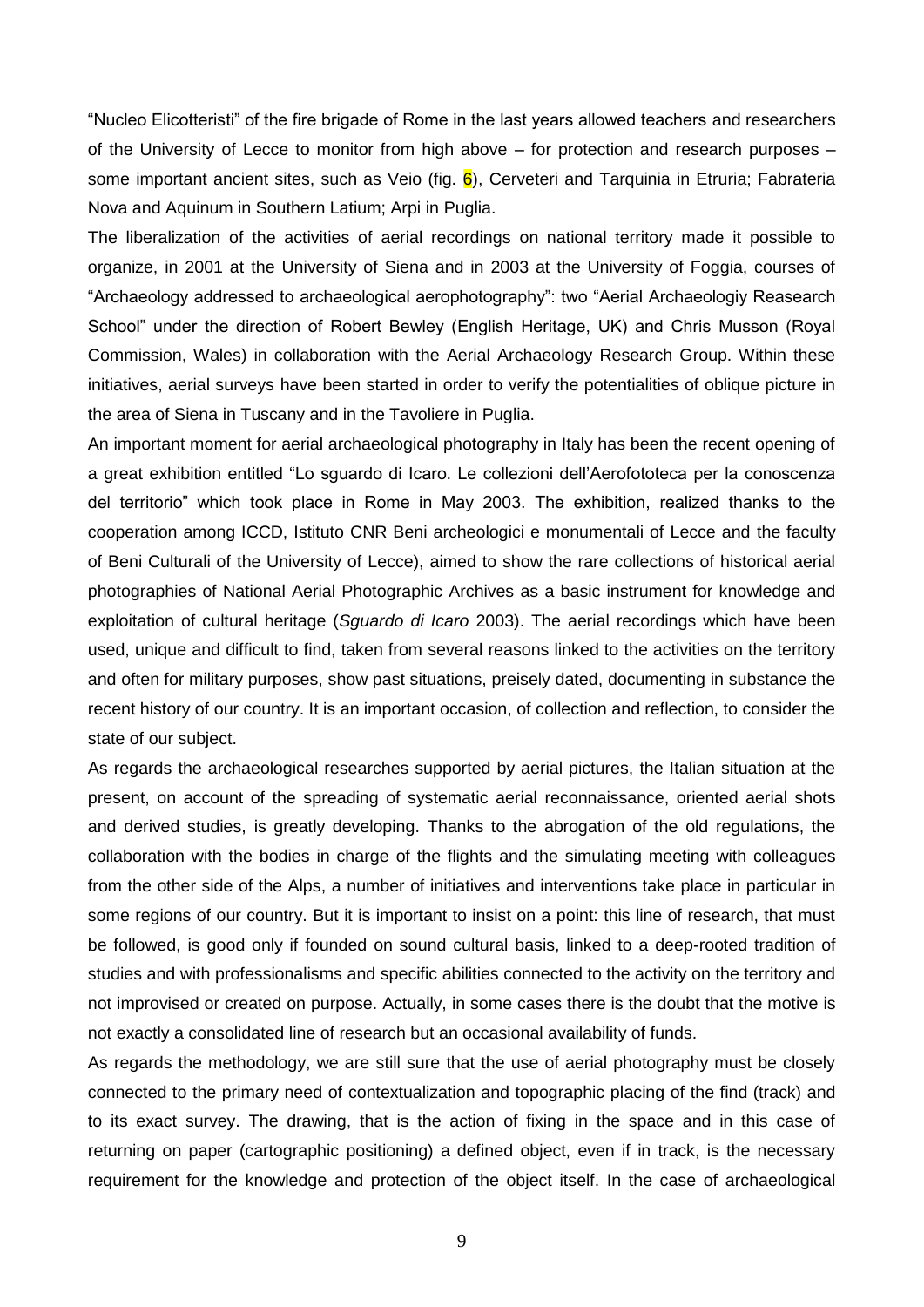"Nucleo Elicotteristi" of the fire brigade of Rome in the last years allowed teachers and researchers of the University of Lecce to monitor from high above – for protection and research purposes – some important ancient sites, such as Veio (fig. 6), Cerveteri and Tarquinia in Etruria; Fabrateria Nova and Aquinum in Southern Latium; Arpi in Puglia.

The liberalization of the activities of aerial recordings on national territory made it possible to organize, in 2001 at the University of Siena and in 2003 at the University of Foggia, courses of "Archaeology addressed to archaeological aerophotography": two "Aerial Archaeologiy Reasearch School" under the direction of Robert Bewley (English Heritage, UK) and Chris Musson (Royal Commission, Wales) in collaboration with the Aerial Archaeology Research Group. Within these initiatives, aerial surveys have been started in order to verify the potentialities of oblique picture in the area of Siena in Tuscany and in the Tavoliere in Puglia.

An important moment for aerial archaeological photography in Italy has been the recent opening of a great exhibition entitled "Lo sguardo di Icaro. Le collezioni dell'Aerofototeca per la conoscenza del territorio" which took place in Rome in May 2003. The exhibition, realized thanks to the cooperation among ICCD, Istituto CNR Beni archeologici e monumentali of Lecce and the faculty of Beni Culturali of the University of Lecce), aimed to show the rare collections of historical aerial photographies of National Aerial Photographic Archives as a basic instrument for knowledge and exploitation of cultural heritage (*Sguardo di Icaro* 2003). The aerial recordings which have been used, unique and difficult to find, taken from several reasons linked to the activities on the territory and often for military purposes, show past situations, preisely dated, documenting in substance the recent history of our country. It is an important occasion, of collection and reflection, to consider the state of our subject.

As regards the archaeological researches supported by aerial pictures, the Italian situation at the present, on account of the spreading of systematic aerial reconnaissance, oriented aerial shots and derived studies, is greatly developing. Thanks to the abrogation of the old regulations, the collaboration with the bodies in charge of the flights and the simulating meeting with colleagues from the other side of the Alps, a number of initiatives and interventions take place in particular in some regions of our country. But it is important to insist on a point: this line of research, that must be followed, is good only if founded on sound cultural basis, linked to a deep-rooted tradition of studies and with professionalisms and specific abilities connected to the activity on the territory and not improvised or created on purpose. Actually, in some cases there is the doubt that the motive is not exactly a consolidated line of research but an occasional availability of funds.

As regards the methodology, we are still sure that the use of aerial photography must be closely connected to the primary need of contextualization and topographic placing of the find (track) and to its exact survey. The drawing, that is the action of fixing in the space and in this case of returning on paper (cartographic positioning) a defined object, even if in track, is the necessary requirement for the knowledge and protection of the object itself. In the case of archaeological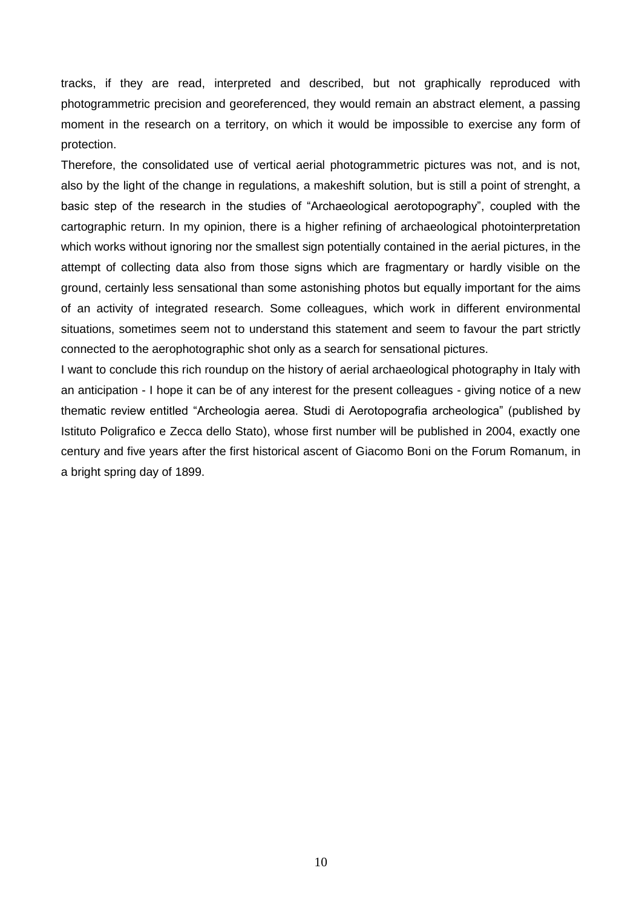tracks, if they are read, interpreted and described, but not graphically reproduced with photogrammetric precision and georeferenced, they would remain an abstract element, a passing moment in the research on a territory, on which it would be impossible to exercise any form of protection.

Therefore, the consolidated use of vertical aerial photogrammetric pictures was not, and is not, also by the light of the change in regulations, a makeshift solution, but is still a point of strenght, a basic step of the research in the studies of “Archaeological aerotopography”, coupled with the cartographic return. In my opinion, there is a higher refining of archaeological photointerpretation which works without ignoring nor the smallest sign potentially contained in the aerial pictures, in the attempt of collecting data also from those signs which are fragmentary or hardly visible on the ground, certainly less sensational than some astonishing photos but equally important for the aims of an activity of integrated research. Some colleagues, which work in different environmental situations, sometimes seem not to understand this statement and seem to favour the part strictly connected to the aerophotographic shot only as a search for sensational pictures.

I want to conclude this rich roundup on the history of aerial archaeological photography in Italy with an anticipation - I hope it can be of any interest for the present colleagues - giving notice of a new thematic review entitled “Archeologia aerea. Studi di Aerotopografia archeologica” (published by Istituto Poligrafico e Zecca dello Stato), whose first number will be published in 2004, exactly one century and five years after the first historical ascent of Giacomo Boni on the Forum Romanum, in a bright spring day of 1899.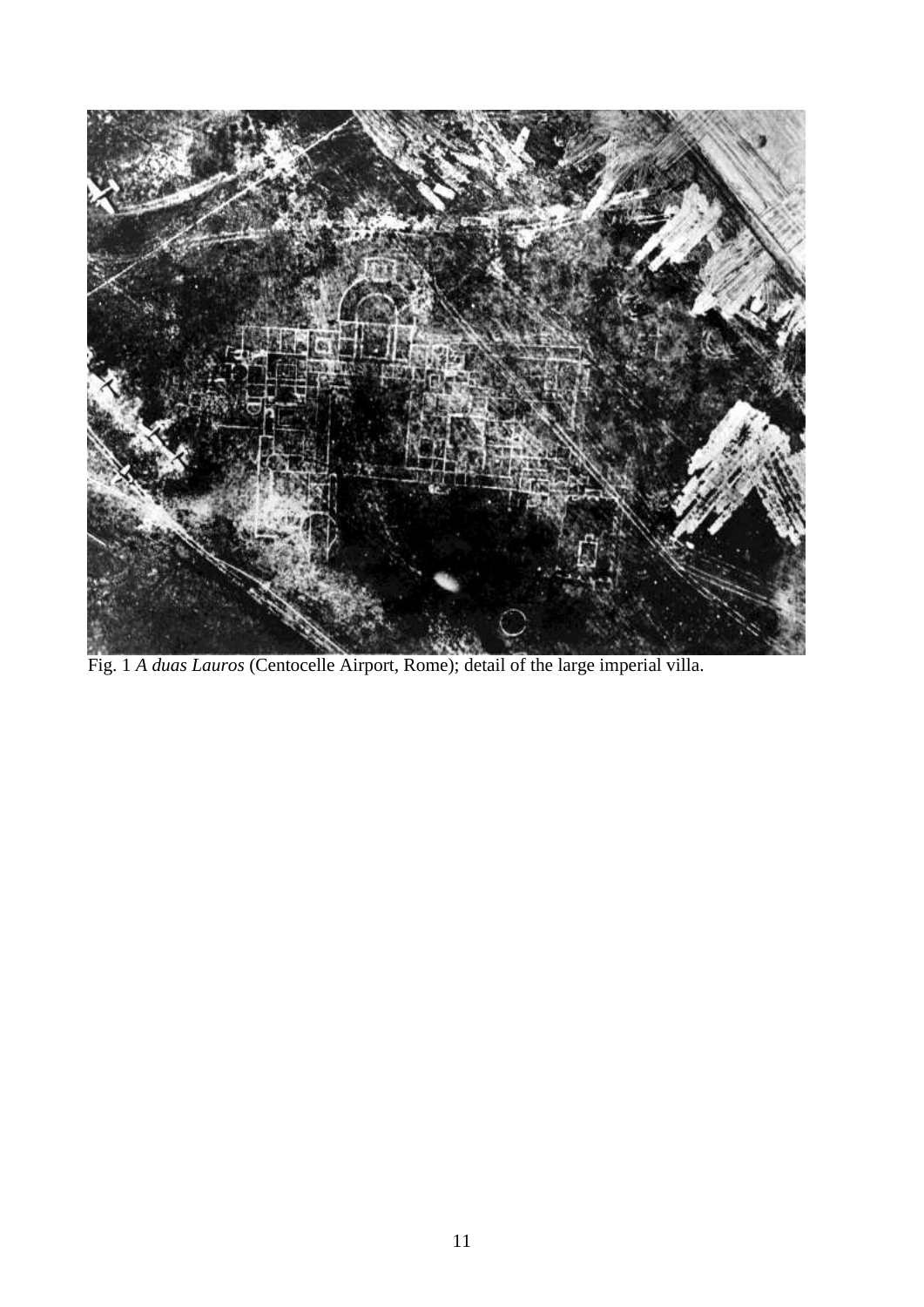Fig. 1 *A duas Lauros* (Centocelle Airport, Rome); detail of the large imperial villa.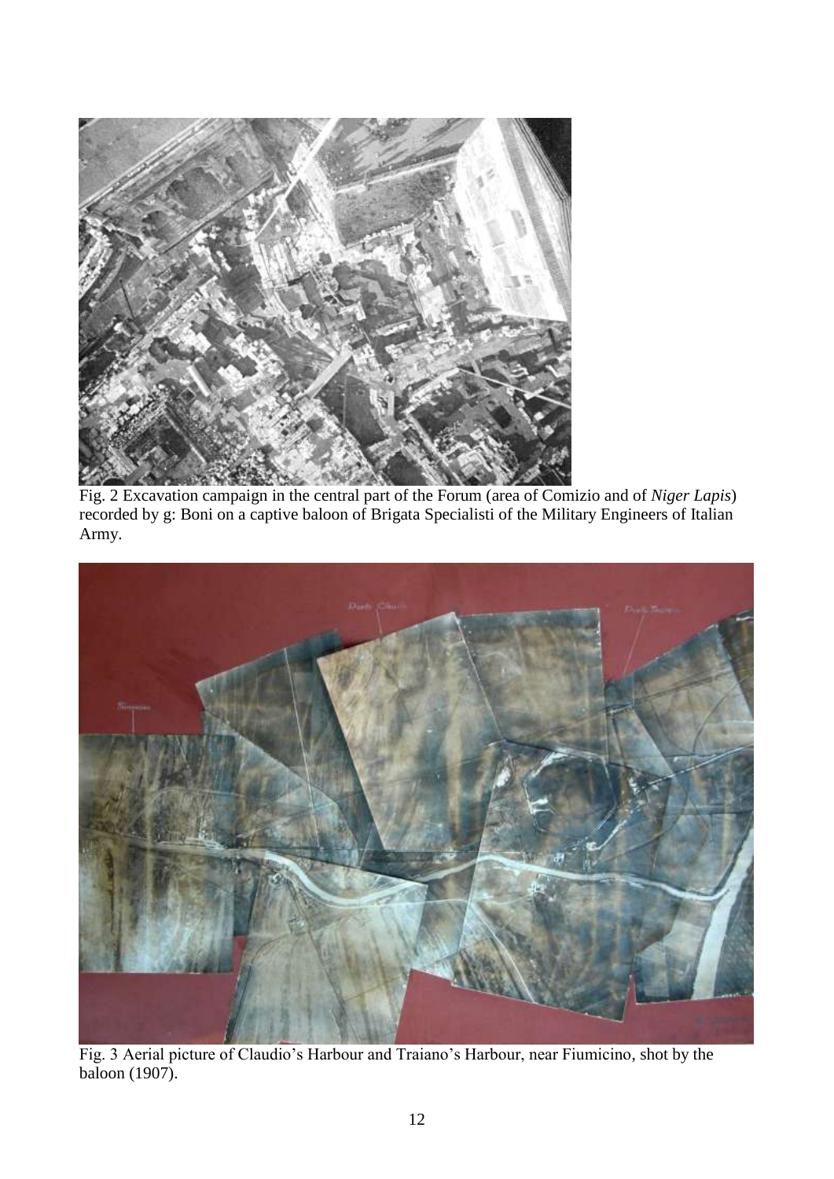Fig. 2 Excavation campaign in the central part of the Forum (area of Comizio and of *Niger Lapis*) recorded by g: Boni on a captive baloon of Brigata Specialisti of the Military Engineers of Italian Army.

Fig. 3 Aerial picture of Claudio's Harbour and Traiano's Harbour, near Fiumicino, shot by the baloon (1907).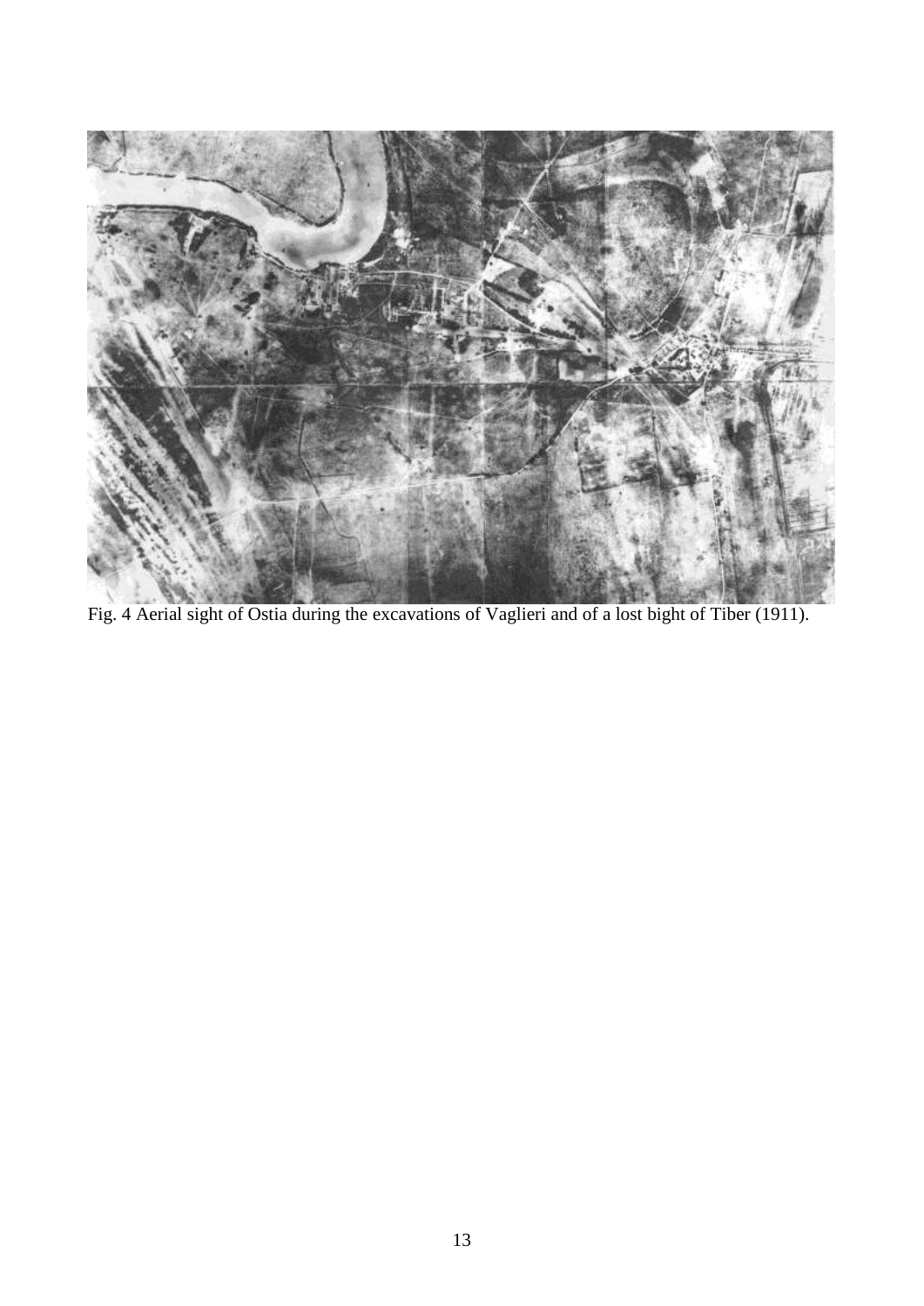Fig. 4 Aerial sight of Ostia during the excavations of Vaglieri and of a lost bight of Tiber (1911).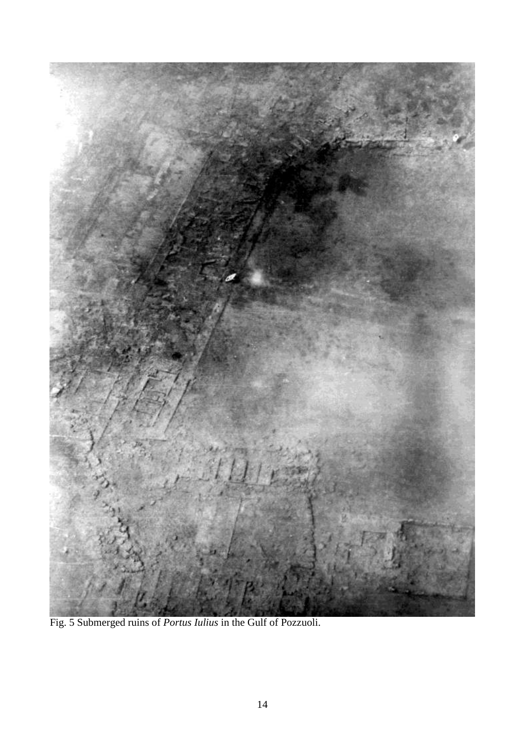Fig. 5 Submerged ruins of *Portus Iulius* in the Gulf of Pozzuoli.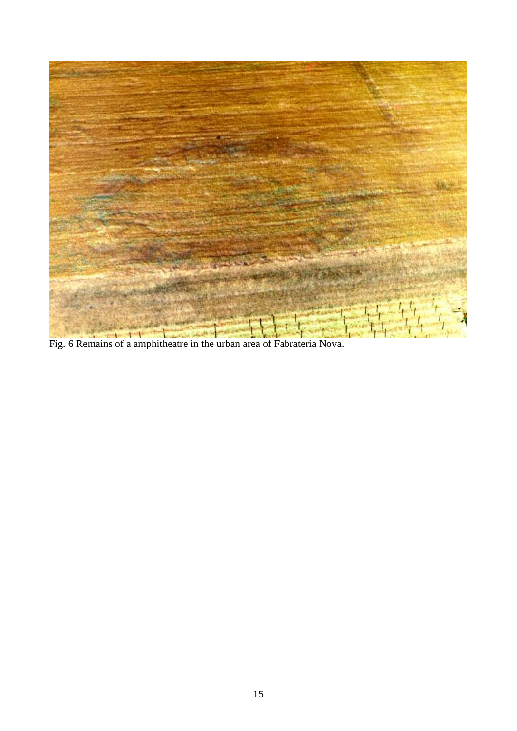Fig. 6 Remains of a amphitheatre in the urban area of Fabrateria Nova.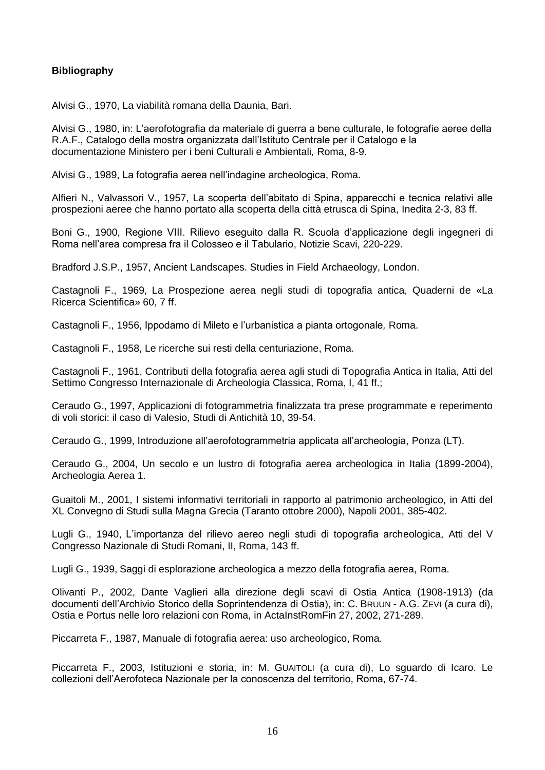**Bibliography**

Alvisi G., 1970, La viabilità romana della Daunia, Bari.

Alvisi G., 1980, in: L'aerofotografia da materiale di guerra a bene culturale, le fotografie aeree della R.A.F., Catalogo della mostra organizzata dall'Istituto Centrale per il Catalogo e la documentazione Ministero per i beni Culturali e Ambientali, Roma, 8-9.

Alvisi G., 1989, La fotografia aerea nell'indagine archeologica, Roma.

Alfieri N., Valvassori V., 1957, La scoperta dell'abitato di Spina, apparecchi e tecnica relativi alle prospezioni aeree che hanno portato alla scoperta della città etrusca di Spina, Inedita 2-3, 83 ff.

Boni G., 1900, Regione VIII. Rilievo eseguito dalla R. Scuola d'applicazione degli ingegneri di Roma nell'area compresa fra il Colosseo e il Tabulario, Notizie Scavi, 220-229.

Bradford J.S.P., 1957, Ancient Landscapes. Studies in Field Archaeology, London.

Castagnoli F., 1969, La Prospezione aerea negli studi di topografia antica, Quaderni de «La Ricerca Scientifica» 60, 7 ff.

Castagnoli F., 1956, Ippodamo di Mileto e l'urbanistica a pianta ortogonale, Roma.

Castagnoli F., 1958, Le ricerche sui resti della centuriazione, Roma.

Castagnoli F., 1961, Contributi della fotografia aerea agli studi di Topografia Antica in Italia, Atti del Settimo Congresso Internazionale di Archeologia Classica, Roma, I, 41 ff.;

Ceraudo G., 1997, Applicazioni di fotogrammetria finalizzata tra prese programmate e reperimento di voli storici: il caso di Valesio, Studi di Antichità 10, 39-54.

Ceraudo G., 1999, Introduzione all'aerofotogrammetria applicata all'archeologia, Ponza (LT).

Ceraudo G., 2004, Un secolo e un lustro di fotografia aerea archeologica in Italia (1899-2004), Archeologia Aerea 1.

Guaitoli M., 2001, I sistemi informativi territoriali in rapporto al patrimonio archeologico, in Atti del XL Convegno di Studi sulla Magna Grecia (Taranto ottobre 2000), Napoli 2001, 385-402.

Lugli G., 1940, L'importanza del rilievo aereo negli studi di topografia archeologica, Atti del V Congresso Nazionale di Studi Romani, II, Roma, 143 ff.

Lugli G., 1939, Saggi di esplorazione archeologica a mezzo della fotografia aerea, Roma.

Olivanti P., 2002, Dante Vaglieri alla direzione degli scavi di Ostia Antica (1908-1913) (da documenti dell'Archivio Storico della Soprintendenza di Ostia), in: C. Bruun - A.G. Zevi (a cura di), Ostia e Portus nelle loro relazioni con Roma, in ActaInstRomFin 27, 2002, 271-289.

Piccarreta F., 1987, Manuale di fotografia aerea: uso archeologico, Roma.

Piccarreta F., 2003, Istituzioni e storia, in: M. Guaitoli (a cura di), Lo sguardo di Icaro. Le collezioni dell'Aerofoteca Nazionale per la conoscenza del territorio, Roma, 67-74.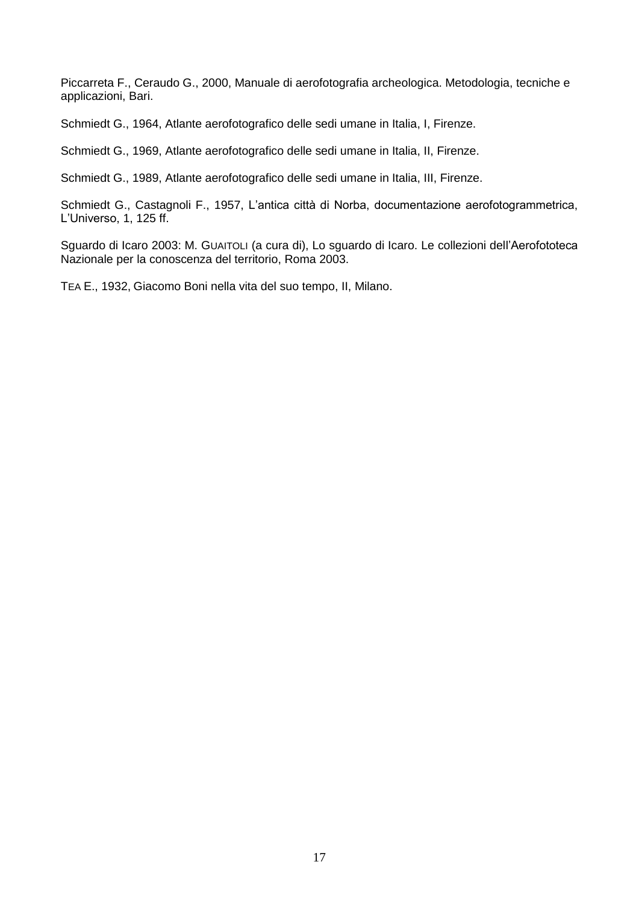Piccarreta F., Ceraudo G., 2000, Manuale di aerofotografia archeologica. Metodologia, tecniche e applicazioni, Bari.

Schmiedt G., 1964, Atlante aerofotografico delle sedi umane in Italia, I, Firenze.

Schmiedt G., 1969, Atlante aerofotografico delle sedi umane in Italia, II, Firenze.

Schmiedt G., 1989, Atlante aerofotografico delle sedi umane in Italia, III, Firenze.

Schmiedt G., Castagnoli F., 1957, L'antica città di Norba, documentazione aerofotogrammetrica, L'Universo, 1, 125 ff.

Sguardo di Icaro 2003: M. GUAITOLI (a cura di), Lo sguardo di Icaro. Le collezioni dell'Aerofototeca Nazionale per la conoscenza del territorio, Roma 2003.

TEA E., 1932, Giacomo Boni nella vita del suo tempo, II, Milano.